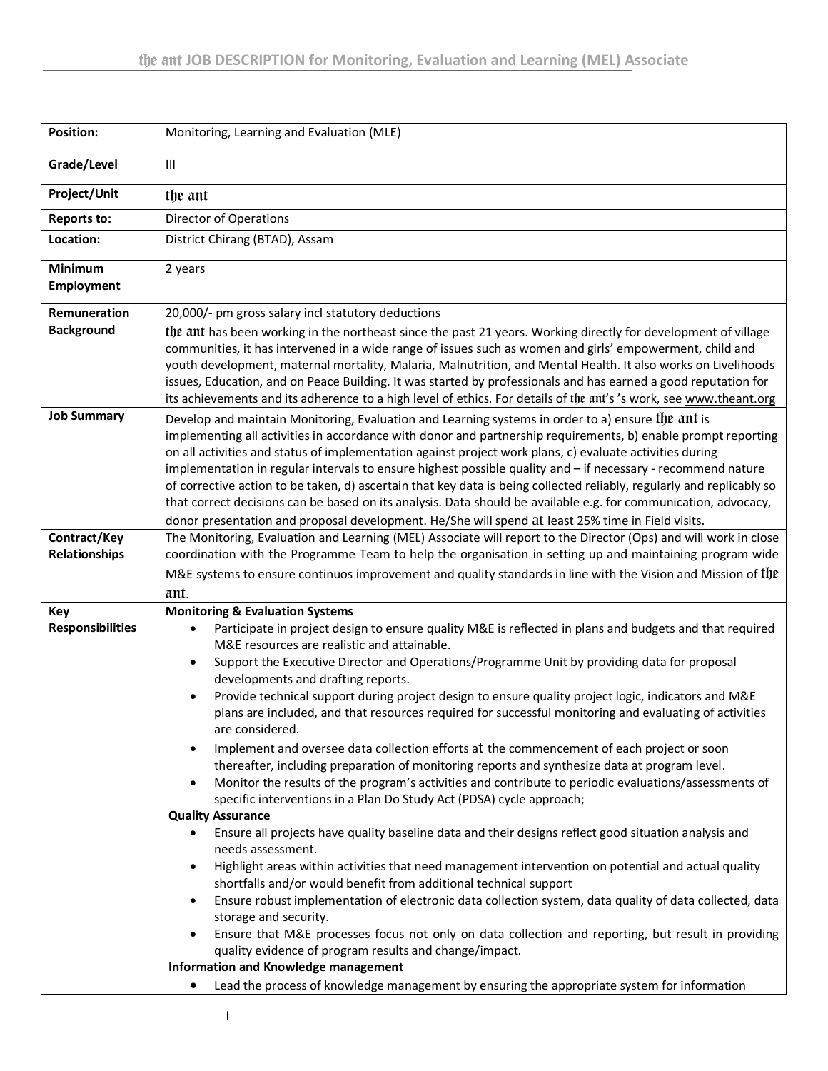# the ant JOB DESCRIPTION for Monitoring, Evaluation and Learning (MEL) Associate

| | |
|---|---|
| **Position:** | Monitoring, Learning and Evaluation (MLE) |
| **Grade/Level** | III |
| **Project/Unit** | the ant |
| **Reports to:** | Director of Operations |
| **Location:** | District Chirang (BTAD), Assam |
| **Minimum Employment** | 2 years |
| **Remuneration** | 20,000/- pm gross salary incl statutory deductions |
| **Background** | the ant has been working in the northeast since the past 21 years. Working directly for development of village communities, it has intervened in a wide range of issues such as women and girls' empowerment, child and youth development, maternal mortality, Malaria, Malnutrition, and Mental Health. It also works on Livelihoods issues, Education, and on Peace Building. It was started by professionals and has earned a good reputation for its achievements and its adherence to a high level of ethics. For details of the ant's 's work, see www.theant.org |
| **Job Summary** | Develop and maintain Monitoring, Evaluation and Learning systems in order to a) ensure the ant is implementing all activities in accordance with donor and partnership requirements, b) enable prompt reporting on all activities and status of implementation against project work plans, c) evaluate activities during implementation in regular intervals to ensure highest possible quality and – if necessary - recommend nature of corrective action to be taken, d) ascertain that key data is being collected reliably, regularly and replicably so that correct decisions can be based on its analysis. Data should be available e.g. for communication, advocacy, donor presentation and proposal development. He/She will spend at least 25% time in Field visits. |
| **Contract/Key Relationships** | The Monitoring, Evaluation and Learning (MEL) Associate will report to the Director (Ops) and will work in close coordination with the Programme Team to help the organisation in setting up and maintaining program wide M&E systems to ensure continuos improvement and quality standards in line with the Vision and Mission of the ant. |
| **Key Responsibilities** | **Monitoring & Evaluation Systems**<br>• Participate in project design to ensure quality M&E is reflected in plans and budgets and that required M&E resources are realistic and attainable.<br>• Support the Executive Director and Operations/Programme Unit by providing data for proposal developments and drafting reports.<br>• Provide technical support during project design to ensure quality project logic, indicators and M&E plans are included, and that resources required for successful monitoring and evaluating of activities are considered.<br>• Implement and oversee data collection efforts at the commencement of each project or soon thereafter, including preparation of monitoring reports and synthesize data at program level.<br>• Monitor the results of the program's activities and contribute to periodic evaluations/assessments of specific interventions in a Plan Do Study Act (PDSA) cycle approach;<br>**Quality Assurance**<br>• Ensure all projects have quality baseline data and their designs reflect good situation analysis and needs assessment.<br>• Highlight areas within activities that need management intervention on potential and actual quality shortfalls and/or would benefit from additional technical support<br>• Ensure robust implementation of electronic data collection system, data quality of data collected, data storage and security.<br>• Ensure that M&E processes focus not only on data collection and reporting, but result in providing quality evidence of program results and change/impact.<br>**Information and Knowledge management**<br>• Lead the process of knowledge management by ensuring the appropriate system for information |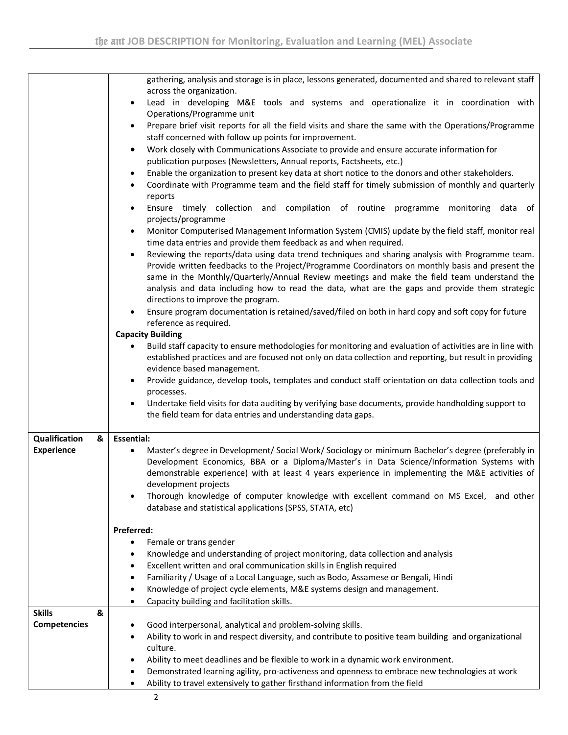| | |
|---|---|
| | gathering, analysis and storage is in place, lessons generated, documented and shared to relevant staff across the organization.<br>• Lead in developing M&E tools and systems and operationalize it in coordination with Operations/Programme unit<br>• Prepare brief visit reports for all the field visits and share the same with the Operations/Programme staff concerned with follow up points for improvement.<br>• Work closely with Communications Associate to provide and ensure accurate information for publication purposes (Newsletters, Annual reports, Factsheets, etc.)<br>• Enable the organization to present key data at short notice to the donors and other stakeholders.<br>• Coordinate with Programme team and the field staff for timely submission of monthly and quarterly reports<br>• Ensure timely collection and compilation of routine programme monitoring data of projects/programme<br>• Monitor Computerised Management Information System (CMIS) update by the field staff, monitor real time data entries and provide them feedback as and when required.<br>• Reviewing the reports/data using data trend techniques and sharing analysis with Programme team. Provide written feedbacks to the Project/Programme Coordinators on monthly basis and present the same in the Monthly/Quarterly/Annual Review meetings and make the field team understand the analysis and data including how to read the data, what are the gaps and provide them strategic directions to improve the program.<br>• Ensure program documentation is retained/saved/filed on both in hard copy and soft copy for future reference as required.<br>**Capacity Building**<br>• Build staff capacity to ensure methodologies for monitoring and evaluation of activities are in line with established practices and are focused not only on data collection and reporting, but result in providing evidence based management.<br>• Provide guidance, develop tools, templates and conduct staff orientation on data collection tools and processes.<br>• Undertake field visits for data auditing by verifying base documents, provide handholding support to the field team for data entries and understanding data gaps. |
| **Qualification & Experience** | **Essential:**<br>• Master's degree in Development/ Social Work/ Sociology or minimum Bachelor's degree (preferably in Development Economics, BBA or a Diploma/Master's in Data Science/Information Systems with demonstrable experience) with at least 4 years experience in implementing the M&E activities of development projects<br>• Thorough knowledge of computer knowledge with excellent command on MS Excel, and other database and statistical applications (SPSS, STATA, etc)<br><br>**Preferred:**<br>• Female or trans gender<br>• Knowledge and understanding of project monitoring, data collection and analysis<br>• Excellent written and oral communication skills in English required<br>• Familiarity / Usage of a Local Language, such as Bodo, Assamese or Bengali, Hindi<br>• Knowledge of project cycle elements, M&E systems design and management.<br>• Capacity building and facilitation skills. |
| **Skills & Competencies** | • Good interpersonal, analytical and problem-solving skills.<br>• Ability to work in and respect diversity, and contribute to positive team building and organizational culture.<br>• Ability to meet deadlines and be flexible to work in a dynamic work environment.<br>• Demonstrated learning agility, pro-activeness and openness to embrace new technologies at work<br>• Ability to travel extensively to gather firsthand information from the field |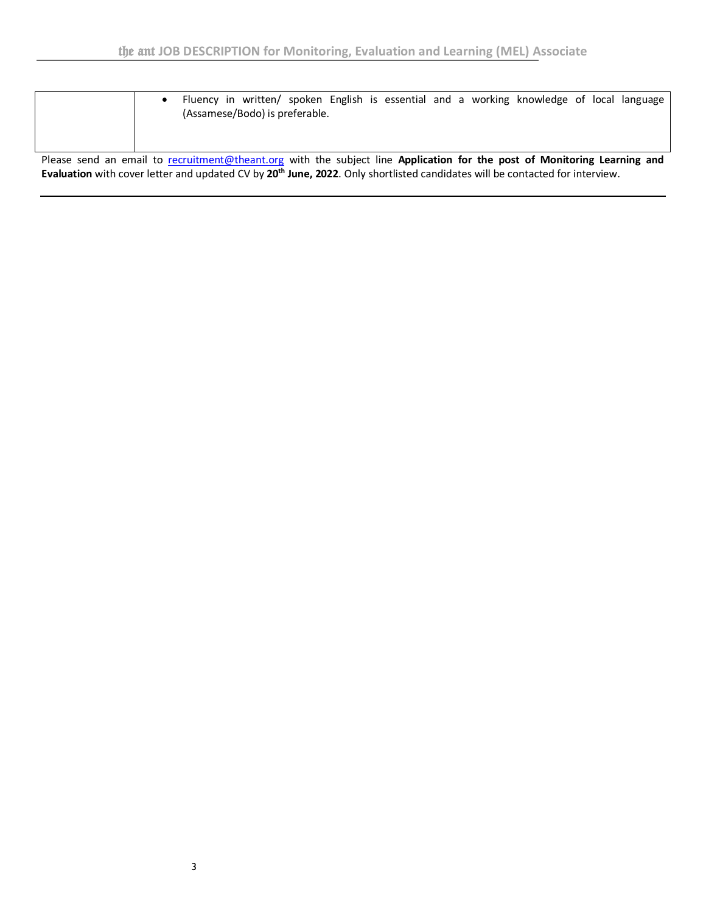| | |
|---|---|
| | • Fluency in written/ spoken English is essential and a working knowledge of local language (Assamese/Bodo) is preferable. |

Please send an email to recruitment@theant.org with the subject line **Application for the post of Monitoring Learning and Evaluation** with cover letter and updated CV by **20th June, 2022**. Only shortlisted candidates will be contacted for interview.

---